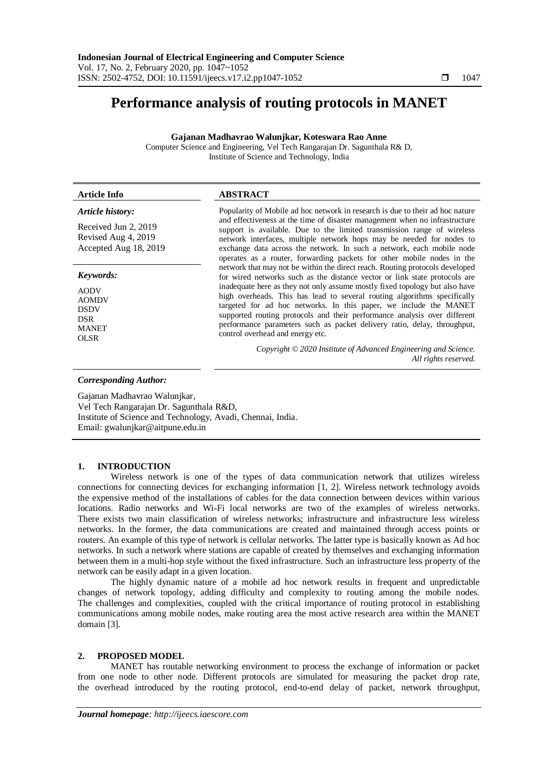# Performance analysis of routing protocols in MANET

**Gajanan Madhavrao Walunjkar, Koteswara Rao Anne**

Computer Science and Engineering, Vel Tech Rangarajan Dr. Sagunthala R& D,
Institute of Science and Technology, India

| **Article Info** | **ABSTRACT** |
|---|---|
| ***Article history:*** Received Jun 2, 2019 Revised Aug 4, 2019 Accepted Aug 18, 2019 ***Keywords:*** AODV AOMDV DSDV DSR MANET OLSR | Popularity of Mobile ad hoc network in research is due to their ad hoc nature and effectiveness at the time of disaster management when no infrastructure support is available. Due to the limited transmission range of wireless network interfaces, multiple network hops may be needed for nodes to exchange data across the network. In such a network, each mobile node operates as a router, forwarding packets for other mobile nodes in the network that may not be within the direct reach. Routing protocols developed for wired networks such as the distance vector or link state protocols are inadequate here as they not only assume mostly fixed topology but also have high overheads. This has lead to several routing algorithms specifically targeted for ad hoc networks. In this paper, we include the MANET supported routing protocols and their performance analysis over different performance parameters such as packet delivery ratio, delay, throughput, control overhead and energy etc. *Copyright © 2020 Institute of Advanced Engineering and Science. All rights reserved.* |

***Corresponding Author:***

Gajanan Madhavrao Walunjkar,
Vel Tech Rangarajan Dr. Sagunthala R&D,
Institute of Science and Technology, Avadi, Chennai, India.
Email: gwalunjkar@aitpune.edu.in

## 1. INTRODUCTION

Wireless network is one of the types of data communication network that utilizes wireless connections for connecting devices for exchanging information [1, 2]. Wireless network technology avoids the expensive method of the installations of cables for the data connection between devices within various locations. Radio networks and Wi-Fi local networks are two of the examples of wireless networks. There exists two main classification of wireless networks; infrastructure and infrastructure less wireless networks. In the former, the data communications are created and maintained through access points or routers. An example of this type of network is cellular networks. The latter type is basically known as Ad hoc networks. In such a network where stations are capable of created by themselves and exchanging information between them in a multi-hop style without the fixed infrastructure. Such an infrastructure less property of the network can be easily adapt in a given location.

The highly dynamic nature of a mobile ad hoc network results in frequent and unpredictable changes of network topology, adding difficulty and complexity to routing among the mobile nodes. The challenges and complexities, coupled with the critical importance of routing protocol in establishing communications among mobile nodes, make routing area the most active research area within the MANET domain [3].

## 2. PROPOSED MODEL

MANET has routable networking environment to process the exchange of information or packet from one node to other node. Different protocols are simulated for measuring the packet drop rate, the overhead introduced by the routing protocol, end-to-end delay of packet, network throughput,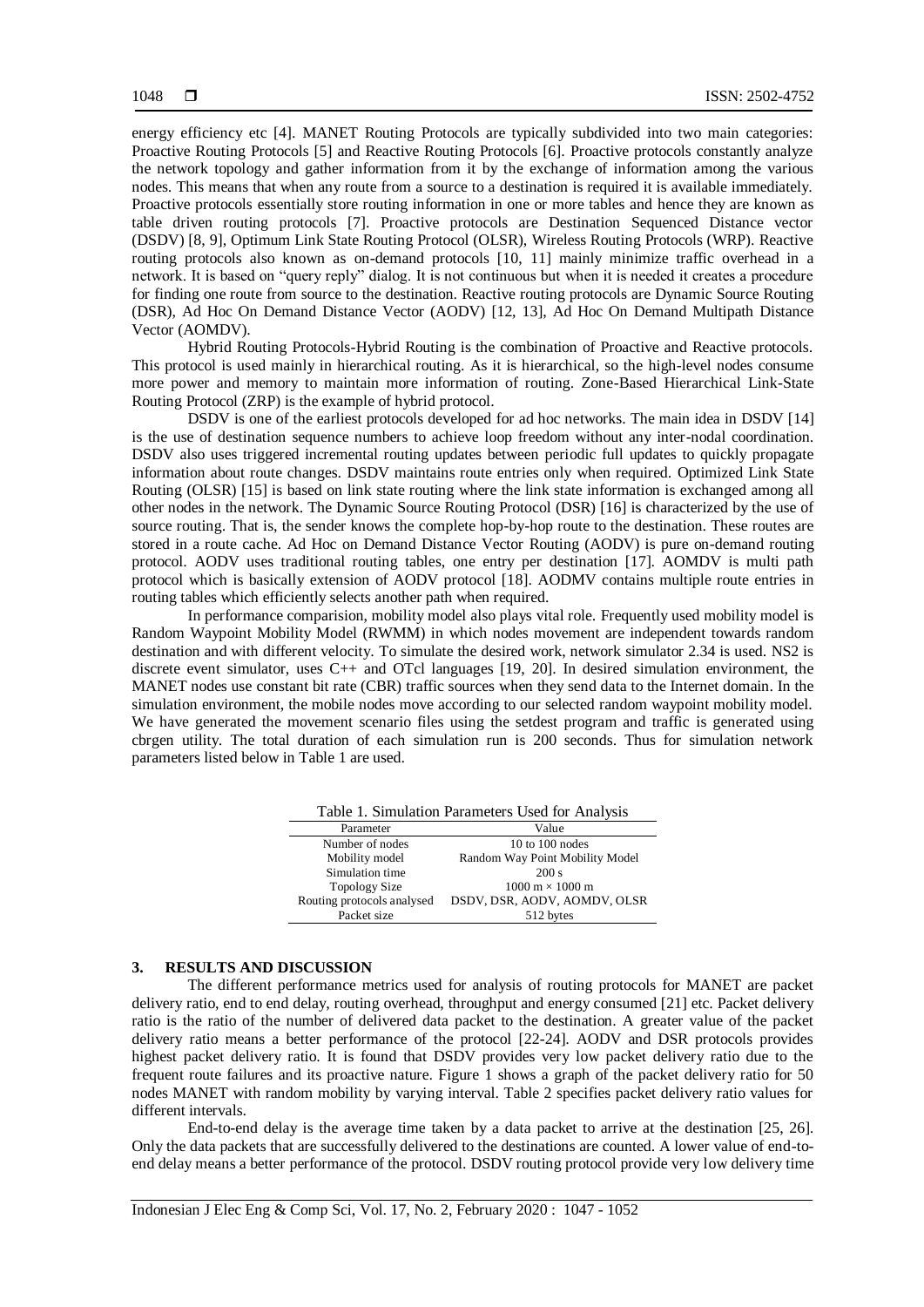energy efficiency etc [4]. MANET Routing Protocols are typically subdivided into two main categories: Proactive Routing Protocols [5] and Reactive Routing Protocols [6]. Proactive protocols constantly analyze the network topology and gather information from it by the exchange of information among the various nodes. This means that when any route from a source to a destination is required it is available immediately. Proactive protocols essentially store routing information in one or more tables and hence they are known as table driven routing protocols [7]. Proactive protocols are Destination Sequenced Distance vector (DSDV) [8, 9], Optimum Link State Routing Protocol (OLSR), Wireless Routing Protocols (WRP). Reactive routing protocols also known as on-demand protocols [10, 11] mainly minimize traffic overhead in a network. It is based on "query reply" dialog. It is not continuous but when it is needed it creates a procedure for finding one route from source to the destination. Reactive routing protocols are Dynamic Source Routing (DSR), Ad Hoc On Demand Distance Vector (AODV) [12, 13], Ad Hoc On Demand Multipath Distance Vector (AOMDV).

Hybrid Routing Protocols-Hybrid Routing is the combination of Proactive and Reactive protocols. This protocol is used mainly in hierarchical routing. As it is hierarchical, so the high-level nodes consume more power and memory to maintain more information of routing. Zone-Based Hierarchical Link-State Routing Protocol (ZRP) is the example of hybrid protocol.

DSDV is one of the earliest protocols developed for ad hoc networks. The main idea in DSDV [14] is the use of destination sequence numbers to achieve loop freedom without any inter-nodal coordination. DSDV also uses triggered incremental routing updates between periodic full updates to quickly propagate information about route changes. DSDV maintains route entries only when required. Optimized Link State Routing (OLSR) [15] is based on link state routing where the link state information is exchanged among all other nodes in the network. The Dynamic Source Routing Protocol (DSR) [16] is characterized by the use of source routing. That is, the sender knows the complete hop-by-hop route to the destination. These routes are stored in a route cache. Ad Hoc on Demand Distance Vector Routing (AODV) is pure on-demand routing protocol. AODV uses traditional routing tables, one entry per destination [17]. AOMDV is multi path protocol which is basically extension of AODV protocol [18]. AODMV contains multiple route entries in routing tables which efficiently selects another path when required.

In performance comparision, mobility model also plays vital role. Frequently used mobility model is Random Waypoint Mobility Model (RWMM) in which nodes movement are independent towards random destination and with different velocity. To simulate the desired work, network simulator 2.34 is used. NS2 is discrete event simulator, uses C++ and OTcl languages [19, 20]. In desired simulation environment, the MANET nodes use constant bit rate (CBR) traffic sources when they send data to the Internet domain. In the simulation environment, the mobile nodes move according to our selected random waypoint mobility model. We have generated the movement scenario files using the setdest program and traffic is generated using cbrgen utility. The total duration of each simulation run is 200 seconds. Thus for simulation network parameters listed below in Table 1 are used.

Table 1. Simulation Parameters Used for Analysis

| Parameter | Value |
|---|---|
| Number of nodes | 10 to 100 nodes |
| Mobility model | Random Way Point Mobility Model |
| Simulation time | 200 s |
| Topology Size | 1000 m × 1000 m |
| Routing protocols analysed | DSDV, DSR, AODV, AOMDV, OLSR |
| Packet size | 512 bytes |

## 3. RESULTS AND DISCUSSION

The different performance metrics used for analysis of routing protocols for MANET are packet delivery ratio, end to end delay, routing overhead, throughput and energy consumed [21] etc. Packet delivery ratio is the ratio of the number of delivered data packet to the destination. A greater value of the packet delivery ratio means a better performance of the protocol [22-24]. AODV and DSR protocols provides highest packet delivery ratio. It is found that DSDV provides very low packet delivery ratio due to the frequent route failures and its proactive nature. Figure 1 shows a graph of the packet delivery ratio for 50 nodes MANET with random mobility by varying interval. Table 2 specifies packet delivery ratio values for different intervals.

End-to-end delay is the average time taken by a data packet to arrive at the destination [25, 26]. Only the data packets that are successfully delivered to the destinations are counted. A lower value of end-to-end delay means a better performance of the protocol. DSDV routing protocol provide very low delivery time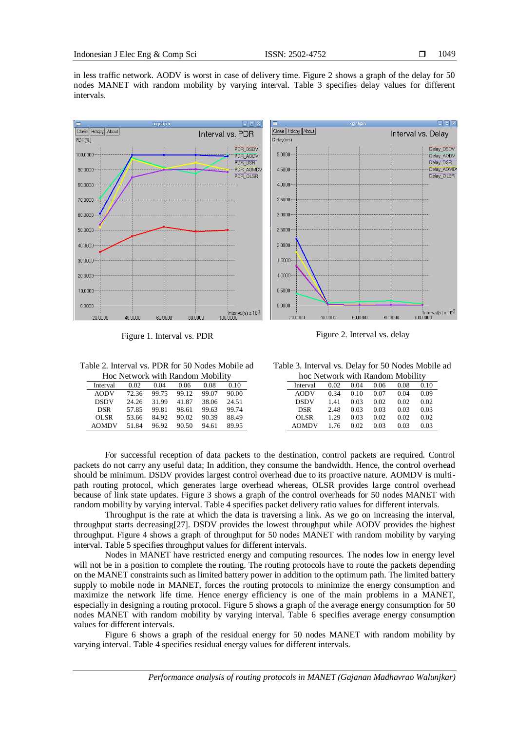in less traffic network. AODV is worst in case of delivery time. Figure 2 shows a graph of the delay for 50 nodes MANET with random mobility by varying interval. Table 3 specifies delay values for different intervals.

Figure 1. Interval vs. PDR

Figure 2. Interval vs. delay

Table 2. Interval vs. PDR for 50 Nodes Mobile ad Hoc Network with Random Mobility

| Interval | 0.02 | 0.04 | 0.06 | 0.08 | 0.10 |
|---|---|---|---|---|---|
| AODV | 72.36 | 99.75 | 99.12 | 99.07 | 90.00 |
| DSDV | 24.26 | 31.99 | 41.87 | 38.06 | 24.51 |
| DSR | 57.85 | 99.81 | 98.61 | 99.63 | 99.74 |
| OLSR | 53.66 | 84.92 | 90.02 | 90.39 | 88.49 |
| AOMDV | 51.84 | 96.92 | 90.50 | 94.61 | 89.95 |

Table 3. Interval vs. Delay for 50 Nodes Mobile ad hoc Network with Random Mobility

| Interval | 0.02 | 0.04 | 0.06 | 0.08 | 0.10 |
|---|---|---|---|---|---|
| AODV | 0.34 | 0.10 | 0.07 | 0.04 | 0.09 |
| DSDV | 1.41 | 0.03 | 0.02 | 0.02 | 0.02 |
| DSR | 2.48 | 0.03 | 0.03 | 0.03 | 0.03 |
| OLSR | 1.29 | 0.03 | 0.02 | 0.02 | 0.02 |
| AOMDV | 1.76 | 0.02 | 0.03 | 0.03 | 0.03 |

For successful reception of data packets to the destination, control packets are required. Control packets do not carry any useful data; In addition, they consume the bandwidth. Hence, the control overhead should be minimum. DSDV provides largest control overhead due to its proactive nature. AOMDV is multi-path routing protocol, which generates large overhead whereas, OLSR provides large control overhead because of link state updates. Figure 3 shows a graph of the control overheads for 50 nodes MANET with random mobility by varying interval. Table 4 specifies packet delivery ratio values for different intervals.

Throughput is the rate at which the data is traversing a link. As we go on increasing the interval, throughput starts decreasing[27]. DSDV provides the lowest throughput while AODV provides the highest throughput. Figure 4 shows a graph of throughput for 50 nodes MANET with random mobility by varying interval. Table 5 specifies throughput values for different intervals.

Nodes in MANET have restricted energy and computing resources. The nodes low in energy level will not be in a position to complete the routing. The routing protocols have to route the packets depending on the MANET constraints such as limited battery power in addition to the optimum path. The limited battery supply to mobile node in MANET, forces the routing protocols to minimize the energy consumption and maximize the network life time. Hence energy efficiency is one of the main problems in a MANET, especially in designing a routing protocol. Figure 5 shows a graph of the average energy consumption for 50 nodes MANET with random mobility by varying interval. Table 6 specifies average energy consumption values for different intervals.

Figure 6 shows a graph of the residual energy for 50 nodes MANET with random mobility by varying interval. Table 4 specifies residual energy values for different intervals.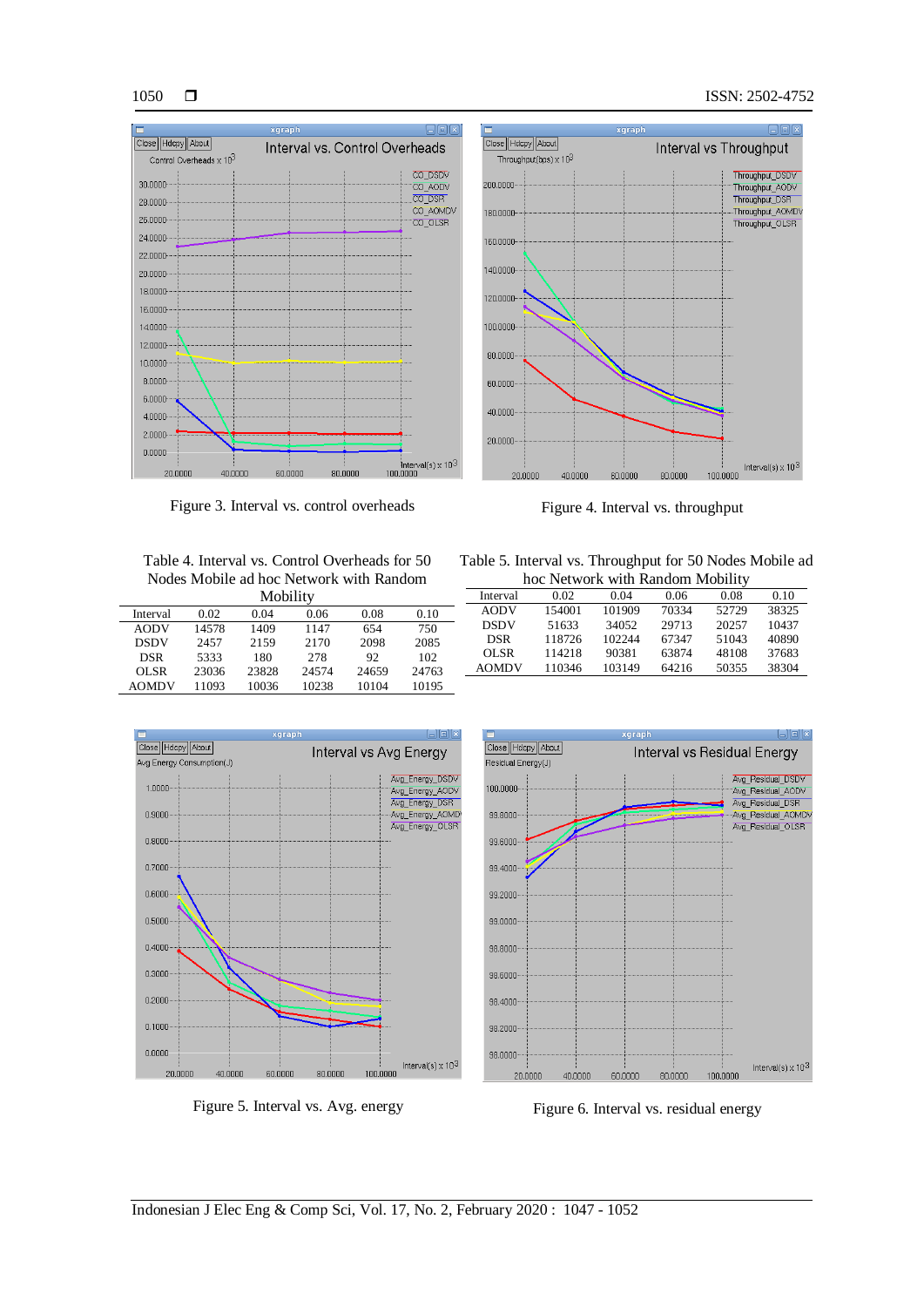Figure 3. Interval vs. control overheads

Figure 4. Interval vs. throughput

Table 4. Interval vs. Control Overheads for 50 Nodes Mobile ad hoc Network with Random Mobility

| Interval | 0.02 | 0.04 | 0.06 | 0.08 | 0.10 |
|---|---|---|---|---|---|
| AODV | 14578 | 1409 | 1147 | 654 | 750 |
| DSDV | 2457 | 2159 | 2170 | 2098 | 2085 |
| DSR | 5333 | 180 | 278 | 92 | 102 |
| OLSR | 23036 | 23828 | 24574 | 24659 | 24763 |
| AOMDV | 11093 | 10036 | 10238 | 10104 | 10195 |

Table 5. Interval vs. Throughput for 50 Nodes Mobile ad hoc Network with Random Mobility

| Interval | 0.02 | 0.04 | 0.06 | 0.08 | 0.10 |
|---|---|---|---|---|---|
| AODV | 154001 | 101909 | 70334 | 52729 | 38325 |
| DSDV | 51633 | 34052 | 29713 | 20257 | 10437 |
| DSR | 118726 | 102244 | 67347 | 51043 | 40890 |
| OLSR | 114218 | 90381 | 63874 | 48108 | 37683 |
| AOMDV | 110346 | 103149 | 64216 | 50355 | 38304 |

Figure 5. Interval vs. Avg. energy

Figure 6. Interval vs. residual energy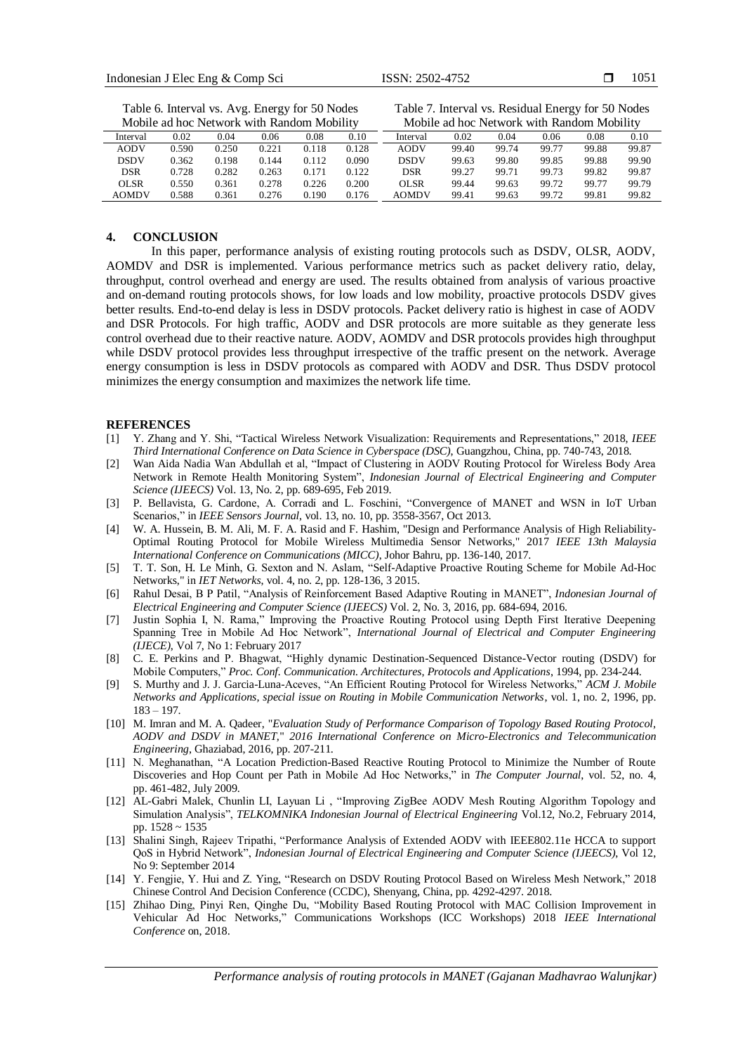Table 6. Interval vs. Avg. Energy for 50 Nodes Mobile ad hoc Network with Random Mobility

| Interval | 0.02 | 0.04 | 0.06 | 0.08 | 0.10 |
|---|---|---|---|---|---|
| AODV | 0.590 | 0.250 | 0.221 | 0.118 | 0.128 |
| DSDV | 0.362 | 0.198 | 0.144 | 0.112 | 0.090 |
| DSR | 0.728 | 0.282 | 0.263 | 0.171 | 0.122 |
| OLSR | 0.550 | 0.361 | 0.278 | 0.226 | 0.200 |
| AOMDV | 0.588 | 0.361 | 0.276 | 0.190 | 0.176 |

Table 7. Interval vs. Residual Energy for 50 Nodes Mobile ad hoc Network with Random Mobility

| Interval | 0.02 | 0.04 | 0.06 | 0.08 | 0.10 |
|---|---|---|---|---|---|
| AODV | 99.40 | 99.74 | 99.77 | 99.88 | 99.87 |
| DSDV | 99.63 | 99.80 | 99.85 | 99.88 | 99.90 |
| DSR | 99.27 | 99.71 | 99.73 | 99.82 | 99.87 |
| OLSR | 99.44 | 99.63 | 99.72 | 99.77 | 99.79 |
| AOMDV | 99.41 | 99.63 | 99.72 | 99.81 | 99.82 |

## 4. CONCLUSION

In this paper, performance analysis of existing routing protocols such as DSDV, OLSR, AODV, AOMDV and DSR is implemented. Various performance metrics such as packet delivery ratio, delay, throughput, control overhead and energy are used. The results obtained from analysis of various proactive and on-demand routing protocols shows, for low loads and low mobility, proactive protocols DSDV gives better results. End-to-end delay is less in DSDV protocols. Packet delivery ratio is highest in case of AODV and DSR Protocols. For high traffic, AODV and DSR protocols are more suitable as they generate less control overhead due to their reactive nature. AODV, AOMDV and DSR protocols provides high throughput while DSDV protocol provides less throughput irrespective of the traffic present on the network. Average energy consumption is less in DSDV protocols as compared with AODV and DSR. Thus DSDV protocol minimizes the energy consumption and maximizes the network life time.

## REFERENCES

[1] Y. Zhang and Y. Shi, "Tactical Wireless Network Visualization: Requirements and Representations," 2018, *IEEE Third International Conference on Data Science in Cyberspace (DSC)*, Guangzhou, China, pp. 740-743, 2018.

[2] Wan Aida Nadia Wan Abdullah et al, "Impact of Clustering in AODV Routing Protocol for Wireless Body Area Network in Remote Health Monitoring System", *Indonesian Journal of Electrical Engineering and Computer Science (IJEECS)* Vol. 13, No. 2, pp. 689-695, Feb 2019.

[3] P. Bellavista, G. Cardone, A. Corradi and L. Foschini, "Convergence of MANET and WSN in IoT Urban Scenarios," in *IEEE Sensors Journal*, vol. 13, no. 10, pp. 3558-3567, Oct 2013.

[4] W. A. Hussein, B. M. Ali, M. F. A. Rasid and F. Hashim, "Design and Performance Analysis of High Reliability-Optimal Routing Protocol for Mobile Wireless Multimedia Sensor Networks," 2017 *IEEE 13th Malaysia International Conference on Communications (MICC)*, Johor Bahru, pp. 136-140, 2017.

[5] T. T. Son, H. Le Minh, G. Sexton and N. Aslam, "Self-Adaptive Proactive Routing Scheme for Mobile Ad-Hoc Networks," in *IET Networks*, vol. 4, no. 2, pp. 128-136, 3 2015.

[6] Rahul Desai, B P Patil, "Analysis of Reinforcement Based Adaptive Routing in MANET", *Indonesian Journal of Electrical Engineering and Computer Science (IJEECS)* Vol. 2, No. 3, 2016, pp. 684-694, 2016.

[7] Justin Sophia I, N. Rama," Improving the Proactive Routing Protocol using Depth First Iterative Deepening Spanning Tree in Mobile Ad Hoc Network", *International Journal of Electrical and Computer Engineering (IJECE)*, Vol 7, No 1: February 2017

[8] C. E. Perkins and P. Bhagwat, "Highly dynamic Destination-Sequenced Distance-Vector routing (DSDV) for Mobile Computers," *Proc. Conf. Communication. Architectures, Protocols and Applications*, 1994, pp. 234-244.

[9] S. Murthy and J. J. Garcia-Luna-Aceves, "An Efficient Routing Protocol for Wireless Networks," *ACM J. Mobile Networks and Applications, special issue on Routing in Mobile Communication Networks*, vol. 1, no. 2, 1996, pp. 183 – 197.

[10] M. Imran and M. A. Qadeer, "*Evaluation Study of Performance Comparison of Topology Based Routing Protocol, AODV and DSDV in MANET,*" *2016 International Conference on Micro-Electronics and Telecommunication Engineering*, Ghaziabad, 2016, pp. 207-211.

[11] N. Meghanathan, "A Location Prediction-Based Reactive Routing Protocol to Minimize the Number of Route Discoveries and Hop Count per Path in Mobile Ad Hoc Networks," in *The Computer Journal*, vol. 52, no. 4, pp. 461-482, July 2009.

[12] AL-Gabri Malek, Chunlin LI, Layuan Li , "Improving ZigBee AODV Mesh Routing Algorithm Topology and Simulation Analysis", *TELKOMNIKA Indonesian Journal of Electrical Engineering* Vol.12, No.2, February 2014, pp. 1528 ~ 1535

[13] Shalini Singh, Rajeev Tripathi, "Performance Analysis of Extended AODV with IEEE802.11e HCCA to support QoS in Hybrid Network", *Indonesian Journal of Electrical Engineering and Computer Science (IJEECS)*, Vol 12, No 9: September 2014

[14] Y. Fengjie, Y. Hui and Z. Ying, "Research on DSDV Routing Protocol Based on Wireless Mesh Network," 2018 Chinese Control And Decision Conference (CCDC), Shenyang, China, pp. 4292-4297. 2018.

[15] Zhihao Ding, Pinyi Ren, Qinghe Du, "Mobility Based Routing Protocol with MAC Collision Improvement in Vehicular Ad Hoc Networks," Communications Workshops (ICC Workshops) 2018 *IEEE International Conference* on, 2018.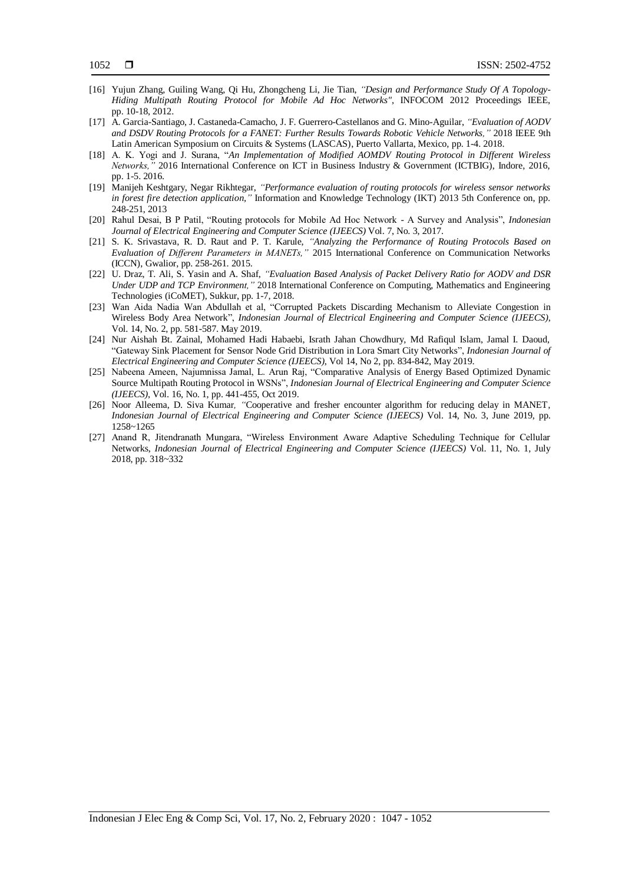[16] Yujun Zhang, Guiling Wang, Qi Hu, Zhongcheng Li, Jie Tian, *"Design and Performance Study Of A Topology-Hiding Multipath Routing Protocol for Mobile Ad Hoc Networks"*, INFOCOM 2012 Proceedings IEEE, pp. 10-18, 2012.

[17] A. Garcia-Santiago, J. Castaneda-Camacho, J. F. Guerrero-Castellanos and G. Mino-Aguilar, *"Evaluation of AODV and DSDV Routing Protocols for a FANET: Further Results Towards Robotic Vehicle Networks,"* 2018 IEEE 9th Latin American Symposium on Circuits & Systems (LASCAS), Puerto Vallarta, Mexico, pp. 1-4. 2018.

[18] A. K. Yogi and J. Surana, "*An Implementation of Modified AOMDV Routing Protocol in Different Wireless Networks,"* 2016 International Conference on ICT in Business Industry & Government (ICTBIG), Indore, 2016, pp. 1-5. 2016.

[19] Manijeh Keshtgary, Negar Rikhtegar, *"Performance evaluation of routing protocols for wireless sensor networks in forest fire detection application,"* Information and Knowledge Technology (IKT) 2013 5th Conference on, pp. 248-251, 2013

[20] Rahul Desai, B P Patil, "Routing protocols for Mobile Ad Hoc Network - A Survey and Analysis", *Indonesian Journal of Electrical Engineering and Computer Science (IJEECS)* Vol. 7, No. 3, 2017.

[21] S. K. Srivastava, R. D. Raut and P. T. Karule, *"Analyzing the Performance of Routing Protocols Based on Evaluation of Different Parameters in MANETs,"* 2015 International Conference on Communication Networks (ICCN), Gwalior, pp. 258-261. 2015.

[22] U. Draz, T. Ali, S. Yasin and A. Shaf, *"Evaluation Based Analysis of Packet Delivery Ratio for AODV and DSR Under UDP and TCP Environment,"* 2018 International Conference on Computing, Mathematics and Engineering Technologies (iCoMET), Sukkur, pp. 1-7, 2018.

[23] Wan Aida Nadia Wan Abdullah et al, "Corrupted Packets Discarding Mechanism to Alleviate Congestion in Wireless Body Area Network", *Indonesian Journal of Electrical Engineering and Computer Science (IJEECS)*, Vol. 14, No. 2, pp. 581-587. May 2019.

[24] Nur Aishah Bt. Zainal, Mohamed Hadi Habaebi, Israth Jahan Chowdhury, Md Rafiqul Islam, Jamal I. Daoud, "Gateway Sink Placement for Sensor Node Grid Distribution in Lora Smart City Networks", *Indonesian Journal of Electrical Engineering and Computer Science (IJEECS)*, Vol 14, No 2, pp. 834-842, May 2019.

[25] Nabeena Ameen, Najumnissa Jamal, L. Arun Raj, "Comparative Analysis of Energy Based Optimized Dynamic Source Multipath Routing Protocol in WSNs", *Indonesian Journal of Electrical Engineering and Computer Science (IJEECS)*, Vol. 16, No. 1, pp. 441-455, Oct 2019.

[26] Noor Alleema, D. Siva Kumar*, "*Cooperative and fresher encounter algorithm for reducing delay in MANET, *Indonesian Journal of Electrical Engineering and Computer Science (IJEECS)* Vol. 14, No. 3, June 2019, pp. 1258~1265

[27] Anand R, Jitendranath Mungara, "Wireless Environment Aware Adaptive Scheduling Technique for Cellular Networks, *Indonesian Journal of Electrical Engineering and Computer Science (IJEECS)* Vol. 11, No. 1, July 2018, pp. 318~332